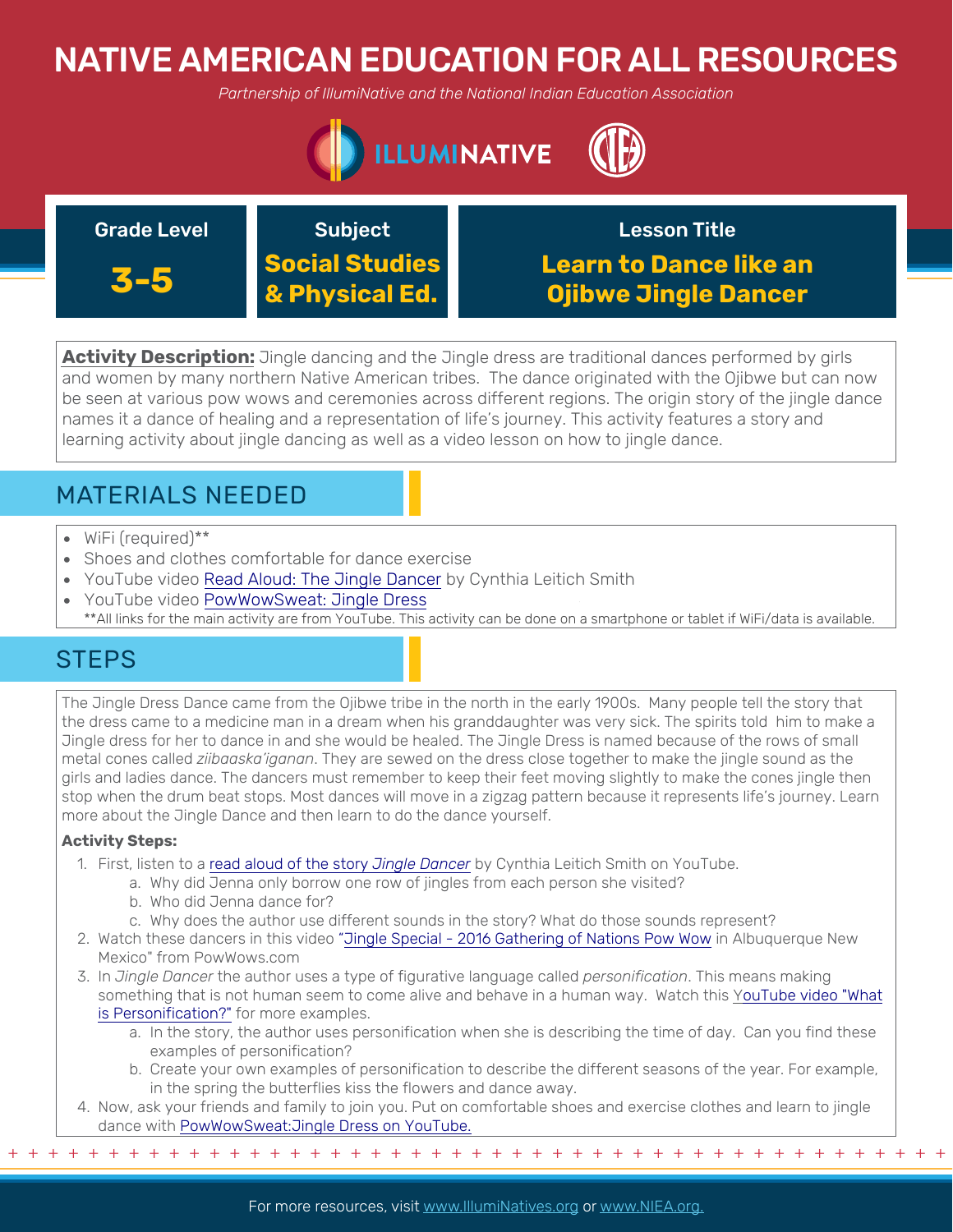# NATIVE AMERICAN EDUCATION FOR ALL RESOURCES

*Partnership of IllumiNative and the National Indian Education Association*

| Grade Level | Subject | Lesson Title |
| --- | --- | --- |
| **3-5** | **Social Studies & Physical Ed.** | **Learn to Dance like an Ojibwe Jingle Dancer** |

**Activity Description:** Jingle dancing and the Jingle dress are traditional dances performed by girls and women by many northern Native American tribes. The dance originated with the Ojibwe but can now be seen at various pow wows and ceremonies across different regions. The origin story of the jingle dance names it a dance of healing and a representation of life's journey. This activity features a story and learning activity about jingle dancing as well as a video lesson on how to jingle dance.

## MATERIALS NEEDED

- WiFi (required)**
- Shoes and clothes comfortable for dance exercise
- YouTube video Read Aloud: The Jingle Dancer by Cynthia Leitich Smith
- YouTube video PowWowSweat: Jingle Dress

**All links for the main activity are from YouTube. This activity can be done on a smartphone or tablet if WiFi/data is available.

## STEPS

The Jingle Dress Dance came from the Ojibwe tribe in the north in the early 1900s. Many people tell the story that the dress came to a medicine man in a dream when his granddaughter was very sick. The spirits told him to make a Jingle dress for her to dance in and she would be healed. The Jingle Dress is named because of the rows of small metal cones called *ziibaaska'iganan*. They are sewed on the dress close together to make the jingle sound as the girls and ladies dance. The dancers must remember to keep their feet moving slightly to make the cones jingle then stop when the drum beat stops. Most dances will move in a zigzag pattern because it represents life's journey. Learn more about the Jingle Dance and then learn to do the dance yourself.

**Activity Steps:**

1. First, listen to a read aloud of the story *Jingle Dancer* by Cynthia Leitich Smith on YouTube.
   a. Why did Jenna only borrow one row of jingles from each person she visited?
   b. Who did Jenna dance for?
   c. Why does the author use different sounds in the story? What do those sounds represent?
2. Watch these dancers in this video "Jingle Special - 2016 Gathering of Nations Pow Wow in Albuquerque New Mexico" from PowWows.com
3. In *Jingle Dancer* the author uses a type of figurative language called *personification*. This means making something that is not human seem to come alive and behave in a human way. Watch this YouTube video "What is Personification?" for more examples.
   a. In the story, the author uses personification when she is describing the time of day. Can you find these examples of personification?
   b. Create your own examples of personification to describe the different seasons of the year. For example, in the spring the butterflies kiss the flowers and dance away.
4. Now, ask your friends and family to join you. Put on comfortable shoes and exercise clothes and learn to jingle dance with PowWowSweat:Jingle Dress on YouTube.

For more resources, visit www.IllumiNatives.org or www.NIEA.org.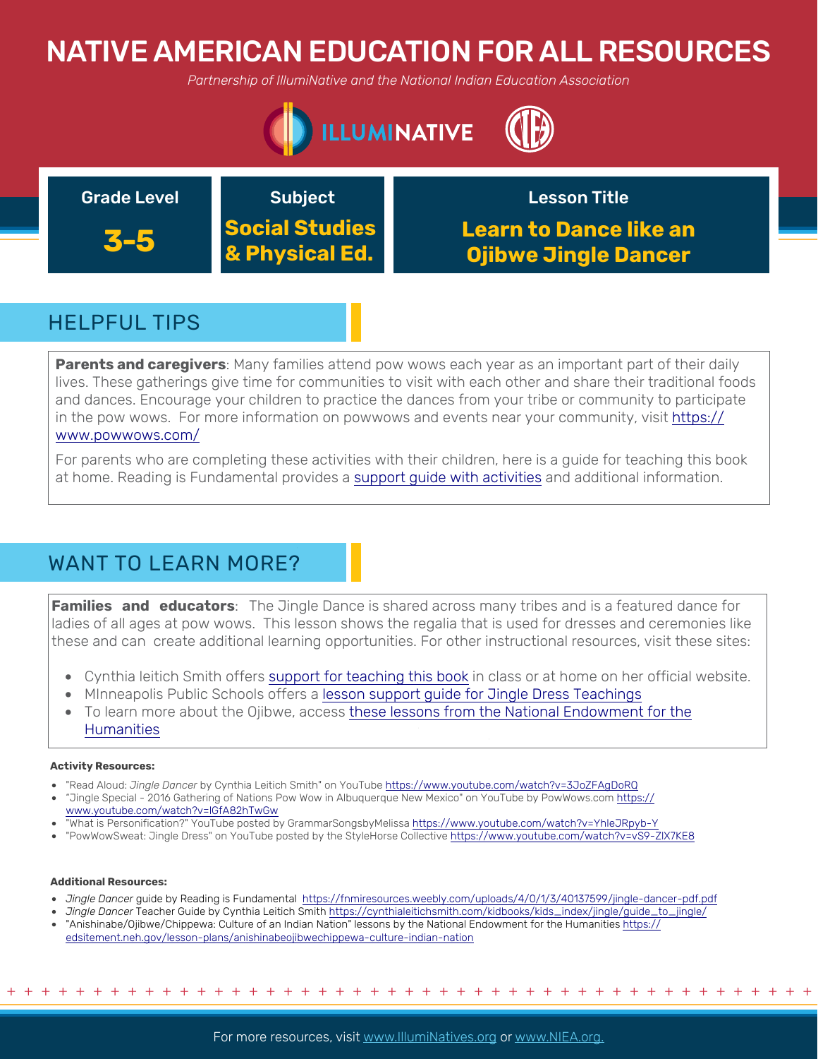# NATIVE AMERICAN EDUCATION FOR ALL RESOURCES

*Partnership of IllumiNative and the National Indian Education Association*

| Grade Level | Subject | Lesson Title |
|---|---|---|
| **3-5** | **Social Studies & Physical Ed.** | **Learn to Dance like an Ojibwe Jingle Dancer** |

## HELPFUL TIPS

**Parents and caregivers**: Many families attend pow wows each year as an important part of their daily lives. These gatherings give time for communities to visit with each other and share their traditional foods and dances. Encourage your children to practice the dances from your tribe or community to participate in the pow wows. For more information on powwows and events near your community, visit https://www.powwows.com/

For parents who are completing these activities with their children, here is a guide for teaching this book at home. Reading is Fundamental provides a support guide with activities and additional information.

## WANT TO LEARN MORE?

**Families and educators**: The Jingle Dance is shared across many tribes and is a featured dance for ladies of all ages at pow wows. This lesson shows the regalia that is used for dresses and ceremonies like these and can create additional learning opportunities. For other instructional resources, visit these sites:

- Cynthia leitich Smith offers support for teaching this book in class or at home on her official website.
- MInneapolis Public Schools offers a lesson support guide for Jingle Dress Teachings
- To learn more about the Ojibwe, access these lessons from the National Endowment for the Humanities

**Activity Resources:**

- "Read Aloud: *Jingle Dancer* by Cynthia Leitich Smith" on YouTube https://www.youtube.com/watch?v=3JoZFAgDoRQ
- "Jingle Special - 2016 Gathering of Nations Pow Wow in Albuquerque New Mexico" on YouTube by PowWows.com https://www.youtube.com/watch?v=lGfA82hTwGw
- "What is Personification?" YouTube posted by GrammarSongsbyMelissa https://www.youtube.com/watch?v=YhleJRpyb-Y
- "PowWowSweat: Jingle Dress" on YouTube posted by the StyleHorse Collective https://www.youtube.com/watch?v=vS9-ZIX7KE8

**Additional Resources:**

- *Jingle Dancer* guide by Reading is Fundamental https://fnmiresources.weebly.com/uploads/4/0/1/3/40137599/jingle-dancer-pdf.pdf
- *Jingle Dancer* Teacher Guide by Cynthia Leitich Smith https://cynthialeitichsmith.com/kidbooks/kids_index/jingle/guide_to_jingle/
- "Anishinabe/Ojibwe/Chippewa: Culture of an Indian Nation" lessons by the National Endowment for the Humanities https://edsitement.neh.gov/lesson-plans/anishinabeojibwechippewa-culture-indian-nation

For more resources, visit www.IllumiNatives.org or www.NIEA.org.